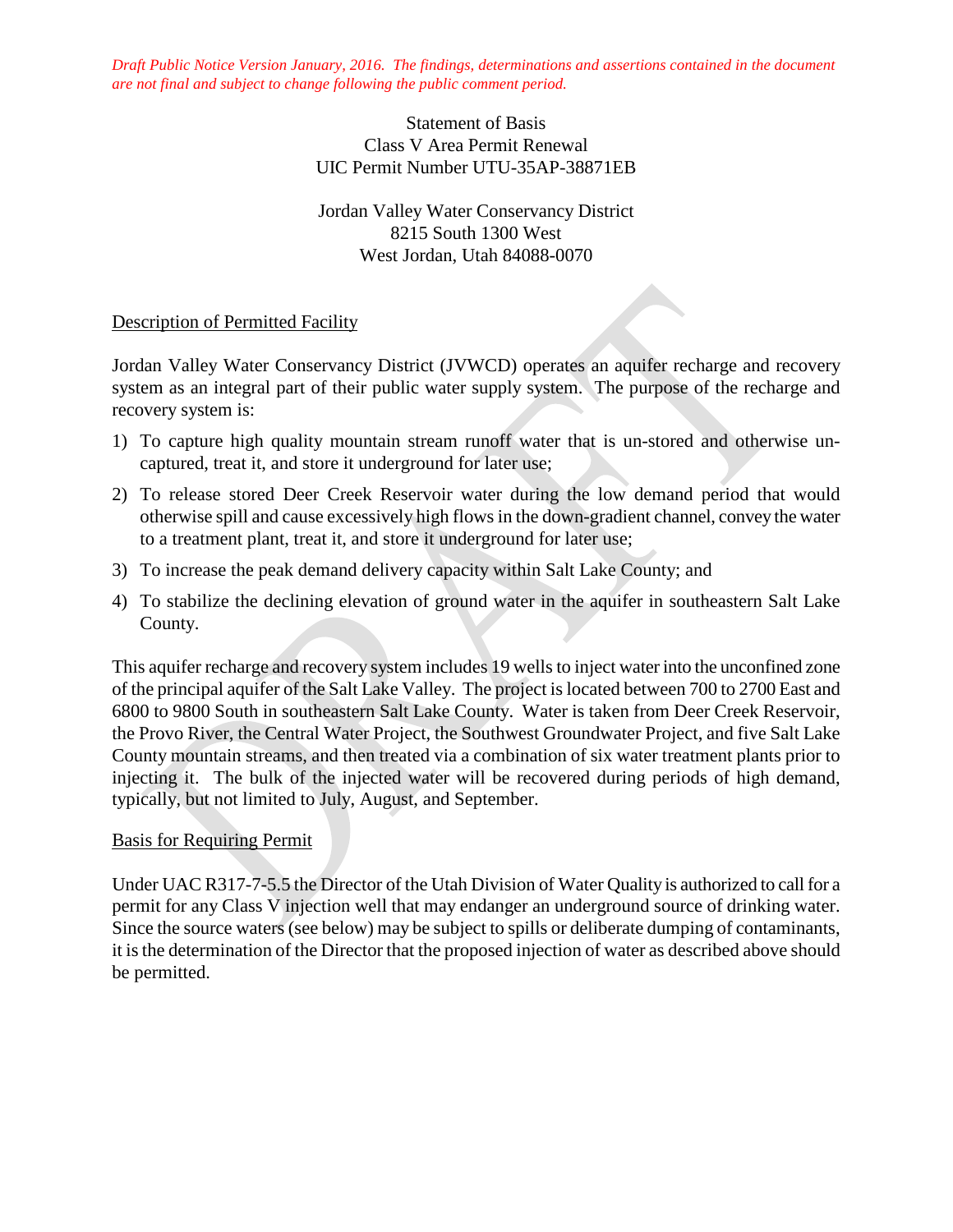*Draft Public Notice Version January, 2016. The findings, determinations and assertions contained in the document are not final and subject to change following the public comment period.*

Statement of Basis
Class V Area Permit Renewal
UIC Permit Number UTU-35AP-38871EB

Jordan Valley Water Conservancy District
8215 South 1300 West
West Jordan, Utah 84088-0070

## Description of Permitted Facility

Jordan Valley Water Conservancy District (JVWCD) operates an aquifer recharge and recovery system as an integral part of their public water supply system. The purpose of the recharge and recovery system is:

1) To capture high quality mountain stream runoff water that is un-stored and otherwise un-captured, treat it, and store it underground for later use;
2) To release stored Deer Creek Reservoir water during the low demand period that would otherwise spill and cause excessively high flows in the down-gradient channel, convey the water to a treatment plant, treat it, and store it underground for later use;
3) To increase the peak demand delivery capacity within Salt Lake County; and
4) To stabilize the declining elevation of ground water in the aquifer in southeastern Salt Lake County.

This aquifer recharge and recovery system includes 19 wells to inject water into the unconfined zone of the principal aquifer of the Salt Lake Valley. The project is located between 700 to 2700 East and 6800 to 9800 South in southeastern Salt Lake County. Water is taken from Deer Creek Reservoir, the Provo River, the Central Water Project, the Southwest Groundwater Project, and five Salt Lake County mountain streams, and then treated via a combination of six water treatment plants prior to injecting it. The bulk of the injected water will be recovered during periods of high demand, typically, but not limited to July, August, and September.

## Basis for Requiring Permit

Under UAC R317-7-5.5 the Director of the Utah Division of Water Quality is authorized to call for a permit for any Class V injection well that may endanger an underground source of drinking water. Since the source waters (see below) may be subject to spills or deliberate dumping of contaminants, it is the determination of the Director that the proposed injection of water as described above should be permitted.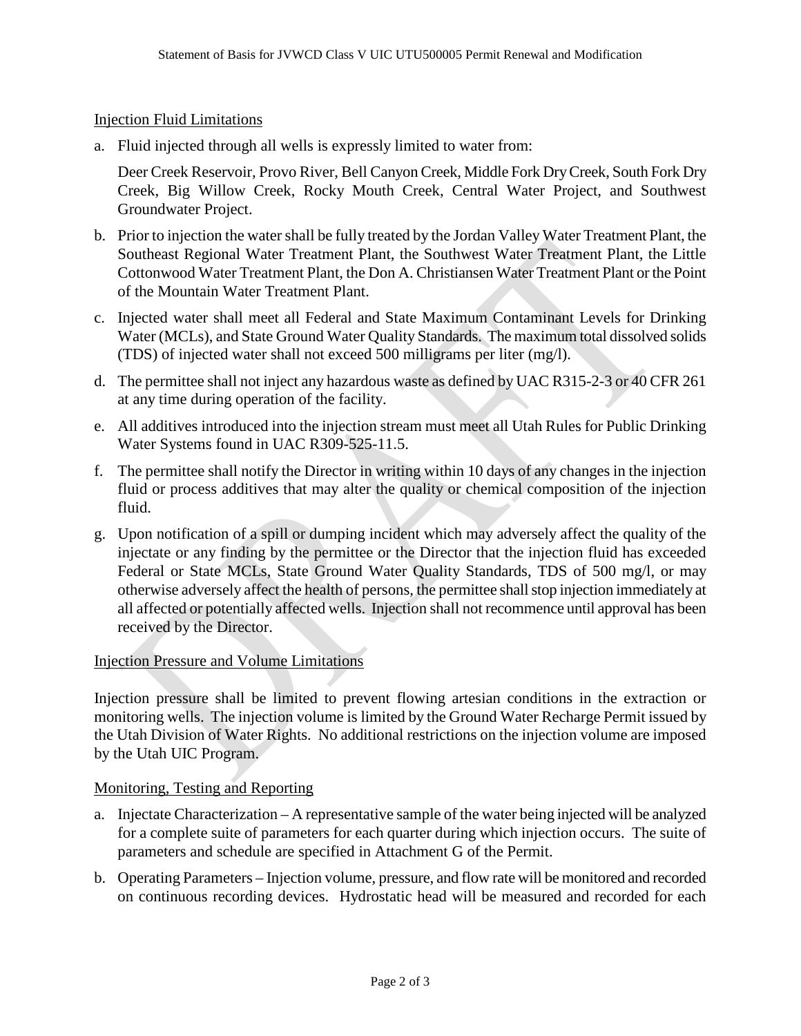Injection Fluid Limitations

a. Fluid injected through all wells is expressly limited to water from:

   Deer Creek Reservoir, Provo River, Bell Canyon Creek, Middle Fork Dry Creek, South Fork Dry Creek, Big Willow Creek, Rocky Mouth Creek, Central Water Project, and Southwest Groundwater Project.

b. Prior to injection the water shall be fully treated by the Jordan Valley Water Treatment Plant, the Southeast Regional Water Treatment Plant, the Southwest Water Treatment Plant, the Little Cottonwood Water Treatment Plant, the Don A. Christiansen Water Treatment Plant or the Point of the Mountain Water Treatment Plant.

c. Injected water shall meet all Federal and State Maximum Contaminant Levels for Drinking Water (MCLs), and State Ground Water Quality Standards. The maximum total dissolved solids (TDS) of injected water shall not exceed 500 milligrams per liter (mg/l).

d. The permittee shall not inject any hazardous waste as defined by UAC R315-2-3 or 40 CFR 261 at any time during operation of the facility.

e. All additives introduced into the injection stream must meet all Utah Rules for Public Drinking Water Systems found in UAC R309-525-11.5.

f. The permittee shall notify the Director in writing within 10 days of any changes in the injection fluid or process additives that may alter the quality or chemical composition of the injection fluid.

g. Upon notification of a spill or dumping incident which may adversely affect the quality of the injectate or any finding by the permittee or the Director that the injection fluid has exceeded Federal or State MCLs, State Ground Water Quality Standards, TDS of 500 mg/l, or may otherwise adversely affect the health of persons, the permittee shall stop injection immediately at all affected or potentially affected wells. Injection shall not recommence until approval has been received by the Director.

Injection Pressure and Volume Limitations

Injection pressure shall be limited to prevent flowing artesian conditions in the extraction or monitoring wells. The injection volume is limited by the Ground Water Recharge Permit issued by the Utah Division of Water Rights. No additional restrictions on the injection volume are imposed by the Utah UIC Program.

Monitoring, Testing and Reporting

a. Injectate Characterization – A representative sample of the water being injected will be analyzed for a complete suite of parameters for each quarter during which injection occurs. The suite of parameters and schedule are specified in Attachment G of the Permit.

b. Operating Parameters – Injection volume, pressure, and flow rate will be monitored and recorded on continuous recording devices. Hydrostatic head will be measured and recorded for each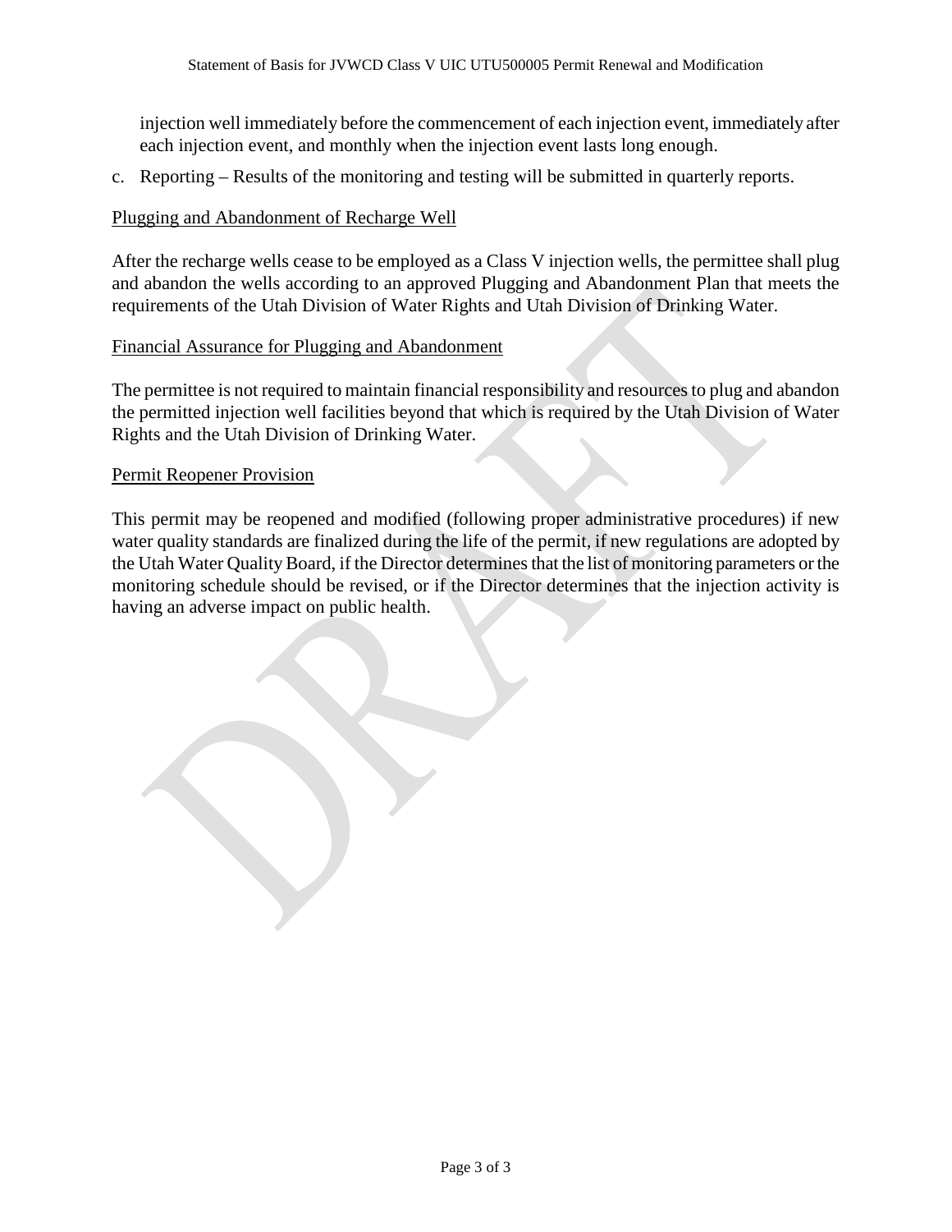injection well immediately before the commencement of each injection event, immediately after each injection event, and monthly when the injection event lasts long enough.

c. Reporting – Results of the monitoring and testing will be submitted in quarterly reports.

<u>Plugging and Abandonment of Recharge Well</u>

After the recharge wells cease to be employed as a Class V injection wells, the permittee shall plug and abandon the wells according to an approved Plugging and Abandonment Plan that meets the requirements of the Utah Division of Water Rights and Utah Division of Drinking Water.

<u>Financial Assurance for Plugging and Abandonment</u>

The permittee is not required to maintain financial responsibility and resources to plug and abandon the permitted injection well facilities beyond that which is required by the Utah Division of Water Rights and the Utah Division of Drinking Water.

<u>Permit Reopener Provision</u>

This permit may be reopened and modified (following proper administrative procedures) if new water quality standards are finalized during the life of the permit, if new regulations are adopted by the Utah Water Quality Board, if the Director determines that the list of monitoring parameters or the monitoring schedule should be revised, or if the Director determines that the injection activity is having an adverse impact on public health.